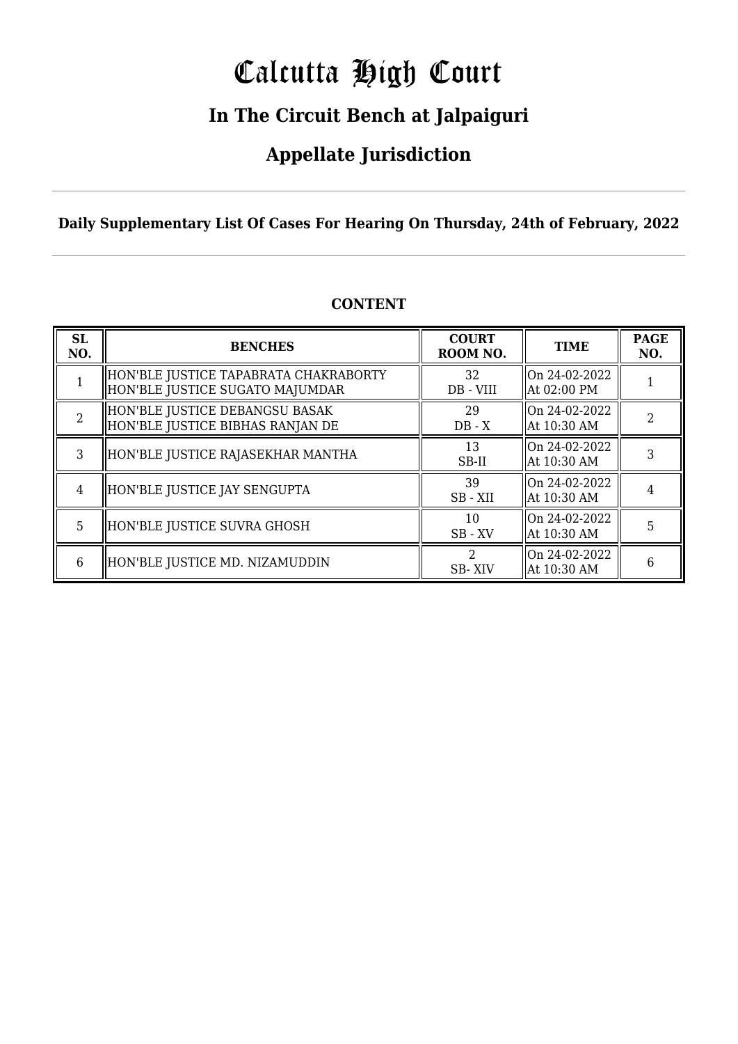# Calcutta High Court

## In The Circuit Bench at Jalpaiguri

## Appellate Jurisdiction

**Daily Supplementary List Of Cases For Hearing On Thursday, 24th of February, 2022**

**CONTENT**

| SL NO. | BENCHES | COURT ROOM NO. | TIME | PAGE NO. |
|---|---|---|---|---|
| 1 | HON'BLE JUSTICE TAPABRATA CHAKRABORTY<br>HON'BLE JUSTICE SUGATO MAJUMDAR | 32<br>DB - VIII | On 24-02-2022<br>At 02:00 PM | 1 |
| 2 | HON'BLE JUSTICE DEBANGSU BASAK<br>HON'BLE JUSTICE BIBHAS RANJAN DE | 29<br>DB - X | On 24-02-2022<br>At 10:30 AM | 2 |
| 3 | HON'BLE JUSTICE RAJASEKHAR MANTHA | 13<br>SB-II | On 24-02-2022<br>At 10:30 AM | 3 |
| 4 | HON'BLE JUSTICE JAY SENGUPTA | 39<br>SB - XII | On 24-02-2022<br>At 10:30 AM | 4 |
| 5 | HON'BLE JUSTICE SUVRA GHOSH | 10<br>SB - XV | On 24-02-2022<br>At 10:30 AM | 5 |
| 6 | HON'BLE JUSTICE MD. NIZAMUDDIN | 2<br>SB- XIV | On 24-02-2022<br>At 10:30 AM | 6 |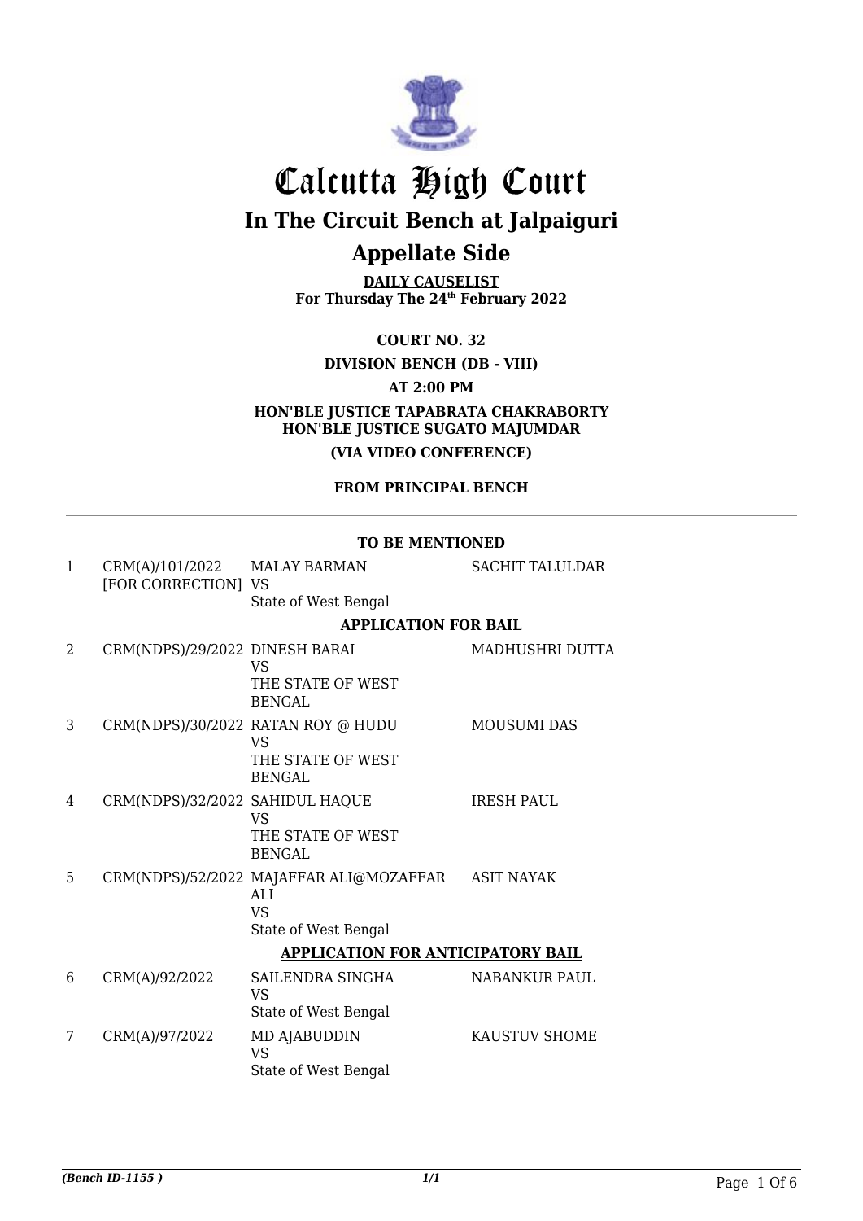# Calcutta High Court

## In The Circuit Bench at Jalpaiguri

## Appellate Side

**DAILY CAUSELIST**
**For Thursday The 24th February 2022**

**COURT NO. 32**

**DIVISION BENCH (DB - VIII)**

**AT 2:00 PM**

**HON'BLE JUSTICE TAPABRATA CHAKRABORTY**
**HON'BLE JUSTICE SUGATO MAJUMDAR**

**(VIA VIDEO CONFERENCE)**

**FROM PRINCIPAL BENCH**

**TO BE MENTIONED**

| | | | |
|---|---|---|---|
| 1 | CRM(A)/101/2022 [FOR CORRECTION] | MALAY BARMAN VS State of West Bengal | SACHIT TALULDAR |

**APPLICATION FOR BAIL**

| | | | |
|---|---|---|---|
| 2 | CRM(NDPS)/29/2022 | DINESH BARAI VS THE STATE OF WEST BENGAL | MADHUSHRI DUTTA |
| 3 | CRM(NDPS)/30/2022 | RATAN ROY @ HUDU VS THE STATE OF WEST BENGAL | MOUSUMI DAS |
| 4 | CRM(NDPS)/32/2022 | SAHIDUL HAQUE VS THE STATE OF WEST BENGAL | IRESH PAUL |
| 5 | CRM(NDPS)/52/2022 | MAJAFFAR ALI@MOZAFFAR ALI VS State of West Bengal | ASIT NAYAK |

**APPLICATION FOR ANTICIPATORY BAIL**

| | | | |
|---|---|---|---|
| 6 | CRM(A)/92/2022 | SAILENDRA SINGHA VS State of West Bengal | NABANKUR PAUL |
| 7 | CRM(A)/97/2022 | MD AJABUDDIN VS State of West Bengal | KAUSTUV SHOME |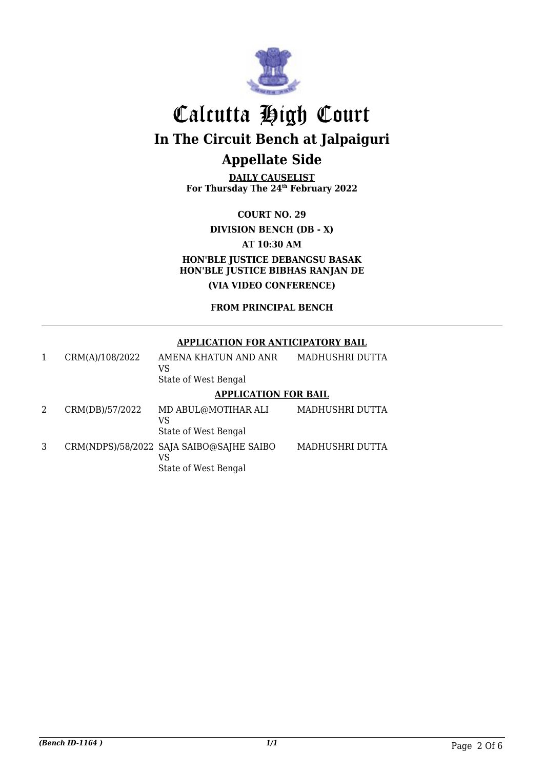# Calcutta High Court

## In The Circuit Bench at Jalpaiguri

## Appellate Side

**DAILY CAUSELIST**
**For Thursday The 24th February 2022**

**COURT NO. 29**

**DIVISION BENCH (DB - X)**

**AT 10:30 AM**

**HON'BLE JUSTICE DEBANGSU BASAK**
**HON'BLE JUSTICE BIBHAS RANJAN DE**

**(VIA VIDEO CONFERENCE)**

**FROM PRINCIPAL BENCH**

**APPLICATION FOR ANTICIPATORY BAIL**

| | | | |
|---|---|---|---|
| 1 | CRM(A)/108/2022 | AMENA KHATUN AND ANR<br>VS<br>State of West Bengal | MADHUSHRI DUTTA |

**APPLICATION FOR BAIL**

| | | | |
|---|---|---|---|
| 2 | CRM(DB)/57/2022 | MD ABUL@MOTIHAR ALI<br>VS<br>State of West Bengal | MADHUSHRI DUTTA |
| 3 | CRM(NDPS)/58/2022 | SAJA SAIBO@SAJHE SAIBO<br>VS<br>State of West Bengal | MADHUSHRI DUTTA |

*(Bench ID-1164 )* 1/1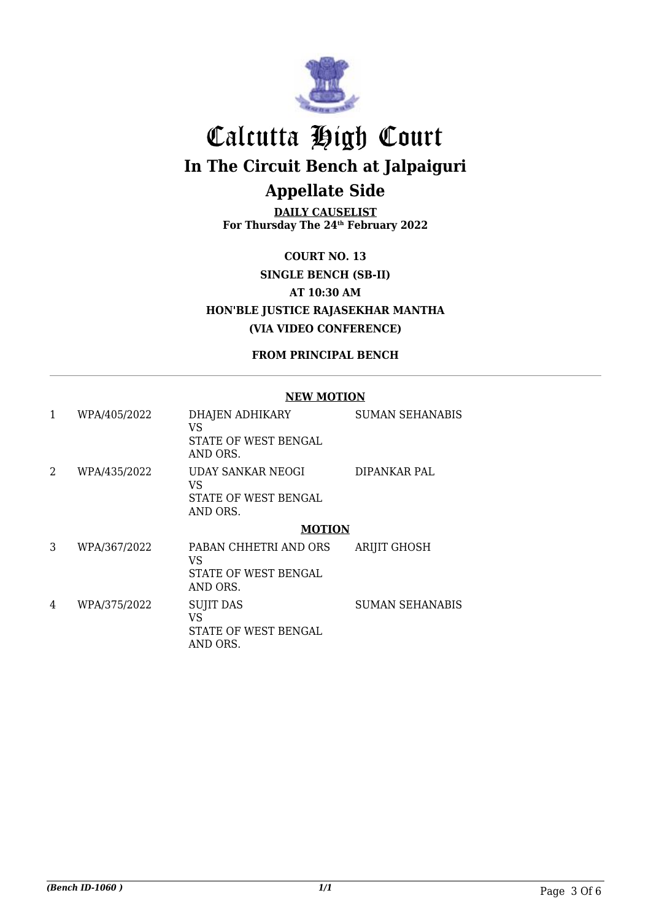# Calcutta High Court

## In The Circuit Bench at Jalpaiguri

## Appellate Side

**DAILY CAUSELIST**
**For Thursday The 24th February 2022**

**COURT NO. 13**

**SINGLE BENCH (SB-II)**

**AT 10:30 AM**

**HON'BLE JUSTICE RAJASEKHAR MANTHA**

**(VIA VIDEO CONFERENCE)**

**FROM PRINCIPAL BENCH**

---

**NEW MOTION**

| | | | |
|---|---|---|---|
| 1 | WPA/405/2022 | DHAJEN ADHIKARY<br>VS<br>STATE OF WEST BENGAL AND ORS. | SUMAN SEHANABIS |
| 2 | WPA/435/2022 | UDAY SANKAR NEOGI<br>VS<br>STATE OF WEST BENGAL AND ORS. | DIPANKAR PAL |

**MOTION**

| | | | |
|---|---|---|---|
| 3 | WPA/367/2022 | PABAN CHHETRI AND ORS<br>VS<br>STATE OF WEST BENGAL AND ORS. | ARIJIT GHOSH |
| 4 | WPA/375/2022 | SUJIT DAS<br>VS<br>STATE OF WEST BENGAL AND ORS. | SUMAN SEHANABIS |

*(Bench ID-1060 )*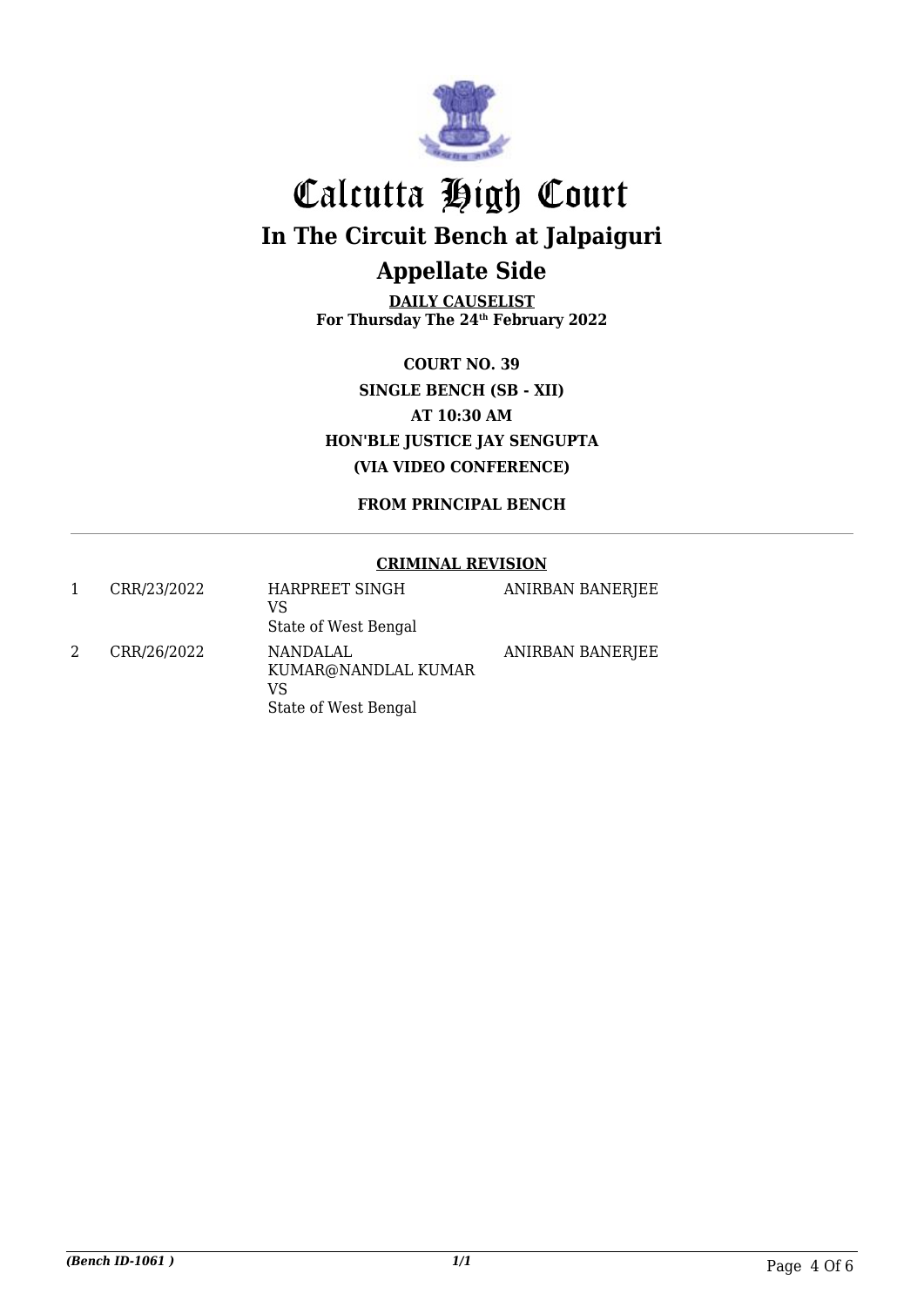# Calcutta High Court

## In The Circuit Bench at Jalpaiguri

## Appellate Side

**DAILY CAUSELIST**
**For Thursday The 24th February 2022**

**COURT NO. 39**
**SINGLE BENCH (SB - XII)**
**AT 10:30 AM**
**HON'BLE JUSTICE JAY SENGUPTA**
**(VIA VIDEO CONFERENCE)**

**FROM PRINCIPAL BENCH**

**CRIMINAL REVISION**

| | | | |
|---|---|---|---|
| 1 | CRR/23/2022 | HARPREET SINGH<br>VS<br>State of West Bengal | ANIRBAN BANERJEE |
| 2 | CRR/26/2022 | NANDALAL KUMAR@NANDLAL KUMAR<br>VS<br>State of West Bengal | ANIRBAN BANERJEE |

*(Bench ID-1061 )* *1/1*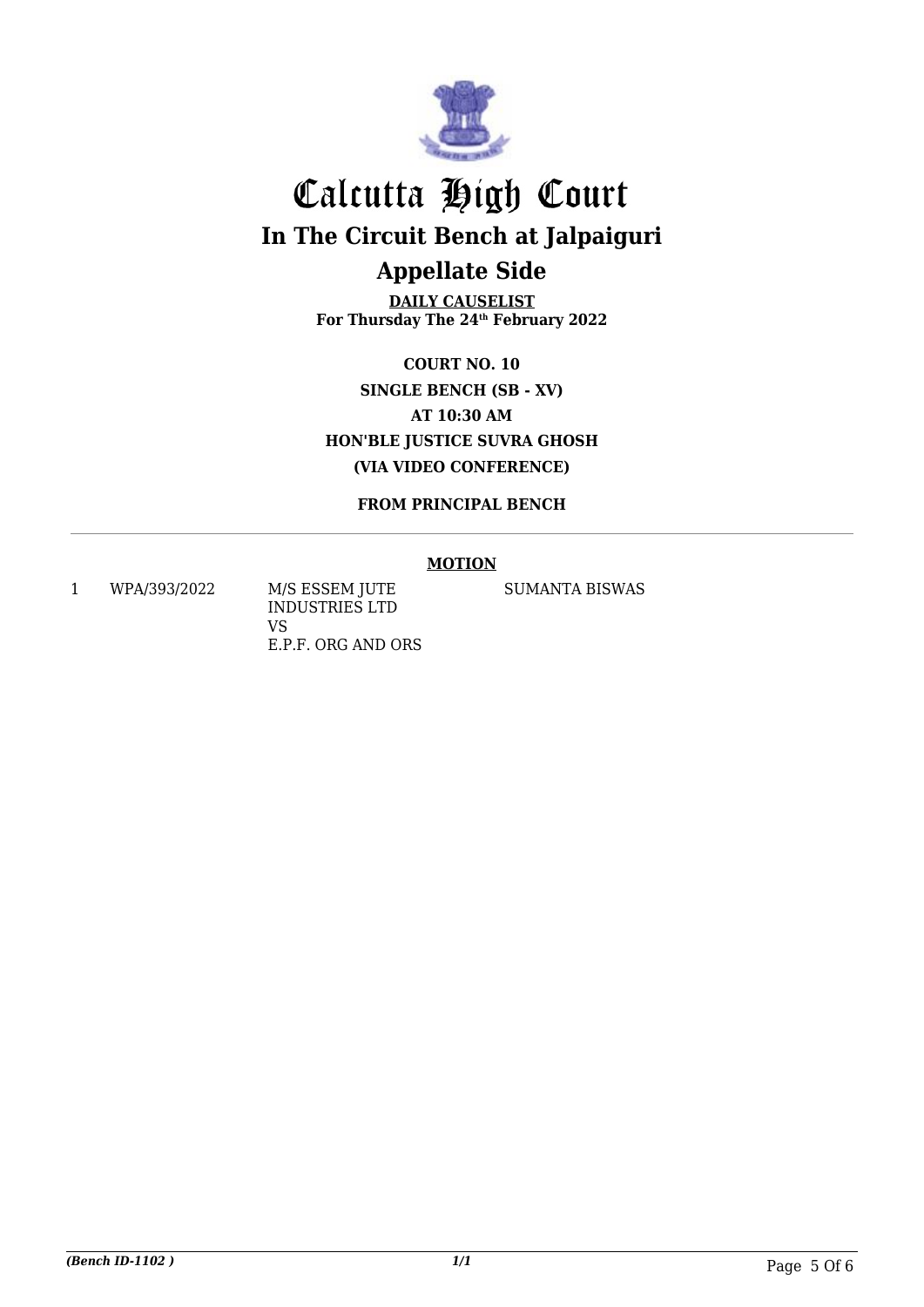# Calcutta High Court

## In The Circuit Bench at Jalpaiguri

## Appellate Side

**DAILY CAUSELIST**
**For Thursday The 24th February 2022**

**COURT NO. 10**
**SINGLE BENCH (SB - XV)**
**AT 10:30 AM**
**HON'BLE JUSTICE SUVRA GHOSH**
**(VIA VIDEO CONFERENCE)**

**FROM PRINCIPAL BENCH**

---

**MOTION**

| | | | |
|---|---|---|---|
| 1 | WPA/393/2022 | M/S ESSEM JUTE INDUSTRIES LTD<br>VS<br>E.P.F. ORG AND ORS | SUMANTA BISWAS |

*(Bench ID-1102 )* *1/1*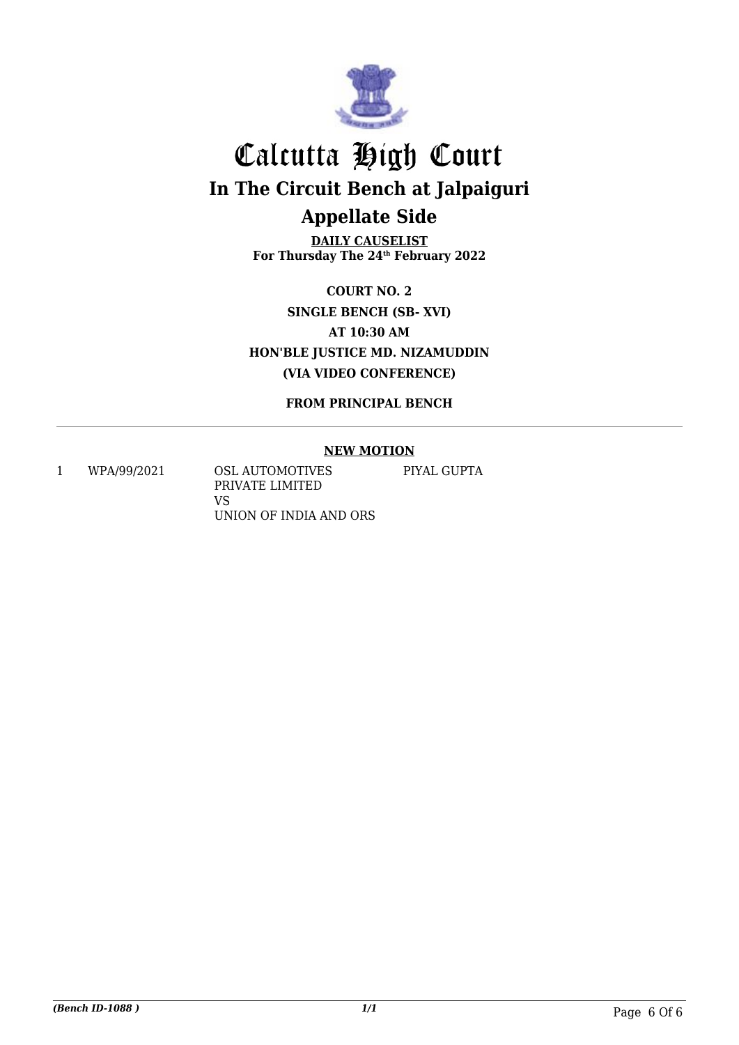# Calcutta High Court

## In The Circuit Bench at Jalpaiguri

## Appellate Side

**DAILY CAUSELIST**
**For Thursday The 24th February 2022**

**COURT NO. 2**
**SINGLE BENCH (SB- XVI)**
**AT 10:30 AM**
**HON'BLE JUSTICE MD. NIZAMUDDIN**
**(VIA VIDEO CONFERENCE)**

**FROM PRINCIPAL BENCH**

**NEW MOTION**

| | | | |
|---|---|---|---|
| 1 | WPA/99/2021 | OSL AUTOMOTIVES PRIVATE LIMITED<br>VS<br>UNION OF INDIA AND ORS | PIYAL GUPTA |

*(Bench ID-1088 )* *1/1*